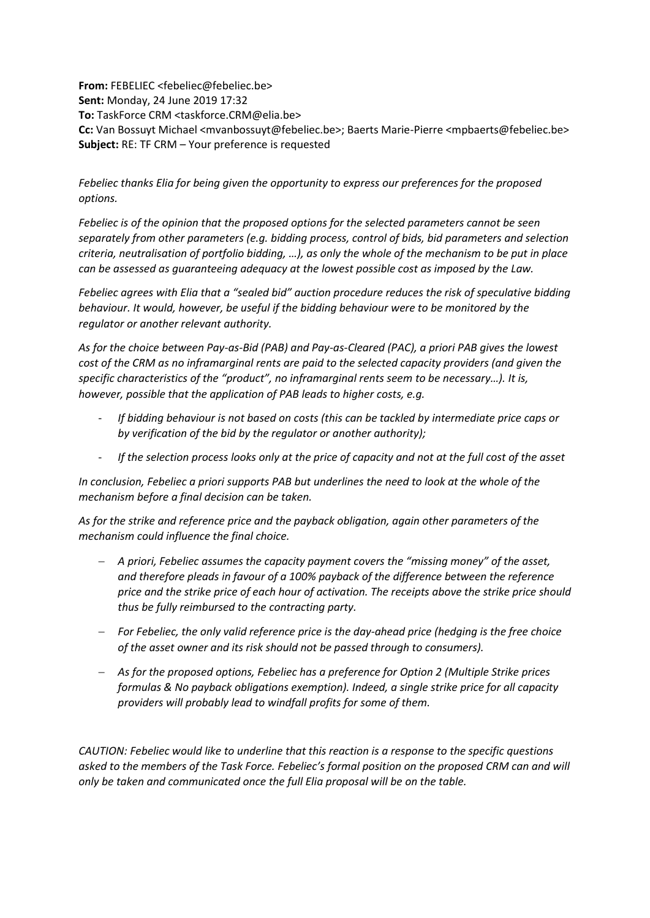**From:** FEBELIEC <febeliec@febeliec.be>
**Sent:** Monday, 24 June 2019 17:32
**To:** TaskForce CRM <taskforce.CRM@elia.be>
**Cc:** Van Bossuyt Michael <mvanbossuyt@febeliec.be>; Baerts Marie-Pierre <mpbaerts@febeliec.be>
**Subject:** RE: TF CRM – Your preference is requested

*Febeliec thanks Elia for being given the opportunity to express our preferences for the proposed options.*

*Febeliec is of the opinion that the proposed options for the selected parameters cannot be seen separately from other parameters (e.g. bidding process, control of bids, bid parameters and selection criteria, neutralisation of portfolio bidding, …), as only the whole of the mechanism to be put in place can be assessed as guaranteeing adequacy at the lowest possible cost as imposed by the Law.*

*Febeliec agrees with Elia that a "sealed bid" auction procedure reduces the risk of speculative bidding behaviour. It would, however, be useful if the bidding behaviour were to be monitored by the regulator or another relevant authority.*

*As for the choice between Pay-as-Bid (PAB) and Pay-as-Cleared (PAC), a priori PAB gives the lowest cost of the CRM as no inframarginal rents are paid to the selected capacity providers (and given the specific characteristics of the "product", no inframarginal rents seem to be necessary…). It is, however, possible that the application of PAB leads to higher costs, e.g.*

- *If bidding behaviour is not based on costs (this can be tackled by intermediate price caps or by verification of the bid by the regulator or another authority);*
- *If the selection process looks only at the price of capacity and not at the full cost of the asset*

*In conclusion, Febeliec a priori supports PAB but underlines the need to look at the whole of the mechanism before a final decision can be taken.*

*As for the strike and reference price and the payback obligation, again other parameters of the mechanism could influence the final choice.*

- *A priori, Febeliec assumes the capacity payment covers the "missing money" of the asset, and therefore pleads in favour of a 100% payback of the difference between the reference price and the strike price of each hour of activation. The receipts above the strike price should thus be fully reimbursed to the contracting party.*
- *For Febeliec, the only valid reference price is the day-ahead price (hedging is the free choice of the asset owner and its risk should not be passed through to consumers).*
- *As for the proposed options, Febeliec has a preference for Option 2 (Multiple Strike prices formulas & No payback obligations exemption). Indeed, a single strike price for all capacity providers will probably lead to windfall profits for some of them.*

*CAUTION: Febeliec would like to underline that this reaction is a response to the specific questions asked to the members of the Task Force. Febeliec's formal position on the proposed CRM can and will only be taken and communicated once the full Elia proposal will be on the table.*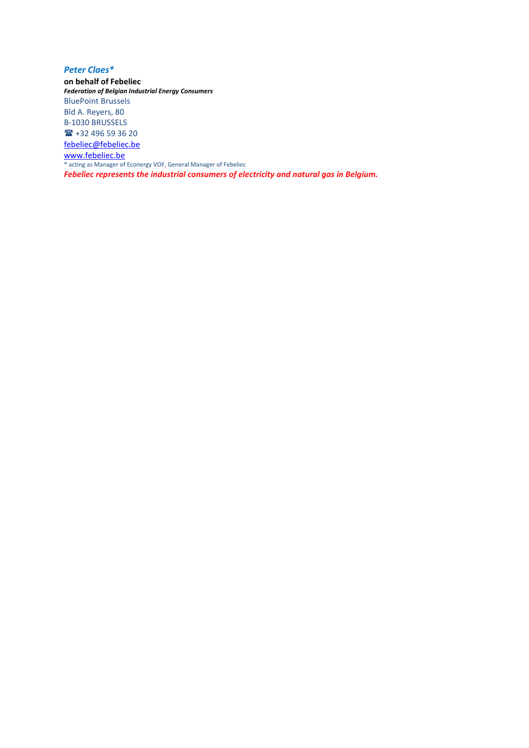***Peter Claes****

**on behalf of Febeliec**

***Federation of Belgian Industrial Energy Consumers***

BluePoint Brussels
Bld A. Reyers, 80
B-1030 BRUSSELS
☎ +32 496 59 36 20
febeliec@febeliec.be
www.febeliec.be

* acting as Manager of Econergy VOF, General Manager of Febeliec

***Febeliec represents the industrial consumers of electricity and natural gas in Belgium.***